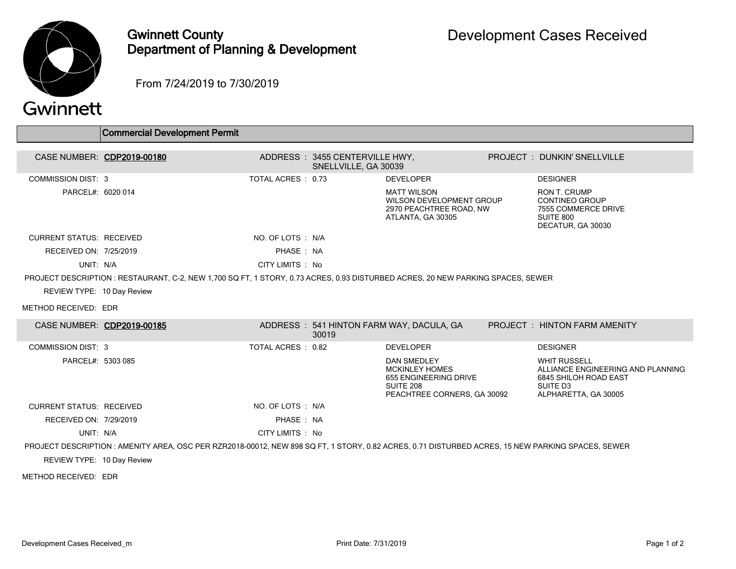# Gwinnett County Department of Planning & Development

## Development Cases Received

From 7/24/2019 to 7/30/2019

### Commercial Development Permit

**CASE NUMBER:** CDP2019-00180
**ADDRESS:** 3455 CENTERVILLE HWY, SNELLVILLE, GA 30039
**PROJECT:** DUNKIN' SNELLVILLE

COMMISSION DIST: 3
TOTAL ACRES: 0.73
PARCEL#: 6020 014

**DEVELOPER**
MATT WILSON
WILSON DEVELOPMENT GROUP
2970 PEACHTREE ROAD, NW
ATLANTA, GA 30305

**DESIGNER**
RON T. CRUMP
CONTINEO GROUP
7555 COMMERCE DRIVE
SUITE 800
DECATUR, GA 30030

CURRENT STATUS: RECEIVED
NO. OF LOTS: N/A
RECEIVED ON: 7/25/2019
PHASE: NA
UNIT: N/A
CITY LIMITS: No

PROJECT DESCRIPTION: RESTAURANT, C-2, NEW 1,700 SQ FT, 1 STORY, 0.73 ACRES, 0.93 DISTURBED ACRES, 20 NEW PARKING SPACES, SEWER

REVIEW TYPE: 10 Day Review

METHOD RECEIVED: EDR

---

**CASE NUMBER:** CDP2019-00185
**ADDRESS:** 541 HINTON FARM WAY, DACULA, GA 30019
**PROJECT:** HINTON FARM AMENITY

COMMISSION DIST: 3
TOTAL ACRES: 0.82
PARCEL#: 5303 085

**DEVELOPER**
DAN SMEDLEY
MCKINLEY HOMES
655 ENGINEERING DRIVE
SUITE 208
PEACHTREE CORNERS, GA 30092

**DESIGNER**
WHIT RUSSELL
ALLIANCE ENGINEERING AND PLANNING
6845 SHILOH ROAD EAST
SUITE D3
ALPHARETTA, GA 30005

CURRENT STATUS: RECEIVED
NO. OF LOTS: N/A
RECEIVED ON: 7/29/2019
PHASE: NA
UNIT: N/A
CITY LIMITS: No

PROJECT DESCRIPTION: AMENITY AREA, OSC PER RZR2018-00012, NEW 898 SQ FT, 1 STORY, 0.82 ACRES, 0.71 DISTURBED ACRES, 15 NEW PARKING SPACES, SEWER

REVIEW TYPE: 10 Day Review

METHOD RECEIVED: EDR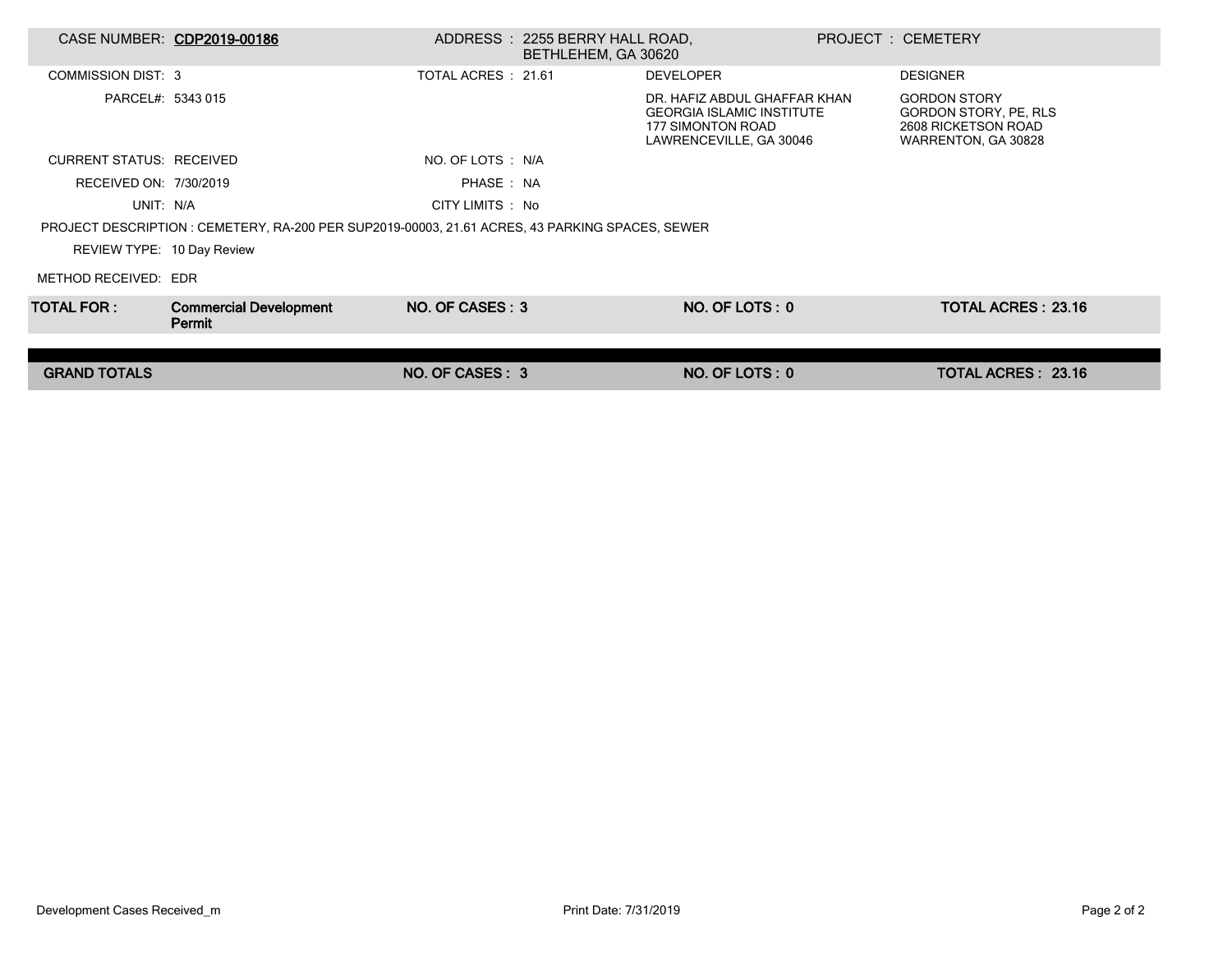| | | | | | |
|---|---|---|---|---|---|
| CASE NUMBER: | **CDP2019-00186** | ADDRESS : | 2255 BERRY HALL ROAD, BETHLEHEM, GA 30620 | PROJECT : | CEMETERY |
| COMMISSION DIST: | 3 | TOTAL ACRES : | 21.61 | DEVELOPER | DESIGNER |
| PARCEL#: | 5343 015 | | | DR. HAFIZ ABDUL GHAFFAR KHAN<br>GEORGIA ISLAMIC INSTITUTE<br>177 SIMONTON ROAD<br>LAWRENCEVILLE, GA 30046 | GORDON STORY<br>GORDON STORY, PE, RLS<br>2608 RICKETSON ROAD<br>WARRENTON, GA 30828 |
| CURRENT STATUS: | RECEIVED | NO. OF LOTS : | N/A | | |
| RECEIVED ON: | 7/30/2019 | PHASE : | NA | | |
| UNIT: | N/A | CITY LIMITS : | No | | |

PROJECT DESCRIPTION : CEMETERY, RA-200 PER SUP2019-00003, 21.61 ACRES, 43 PARKING SPACES, SEWER

REVIEW TYPE: 10 Day Review

METHOD RECEIVED: EDR

| **TOTAL FOR :** | **Commercial Development Permit** | **NO. OF CASES : 3** | **NO. OF LOTS : 0** | **TOTAL ACRES : 23.16** |
|---|---|---|---|---|
| **GRAND TOTALS** | | **NO. OF CASES : 3** | **NO. OF LOTS : 0** | **TOTAL ACRES : 23.16** |

Development Cases Received_m

Print Date: 7/31/2019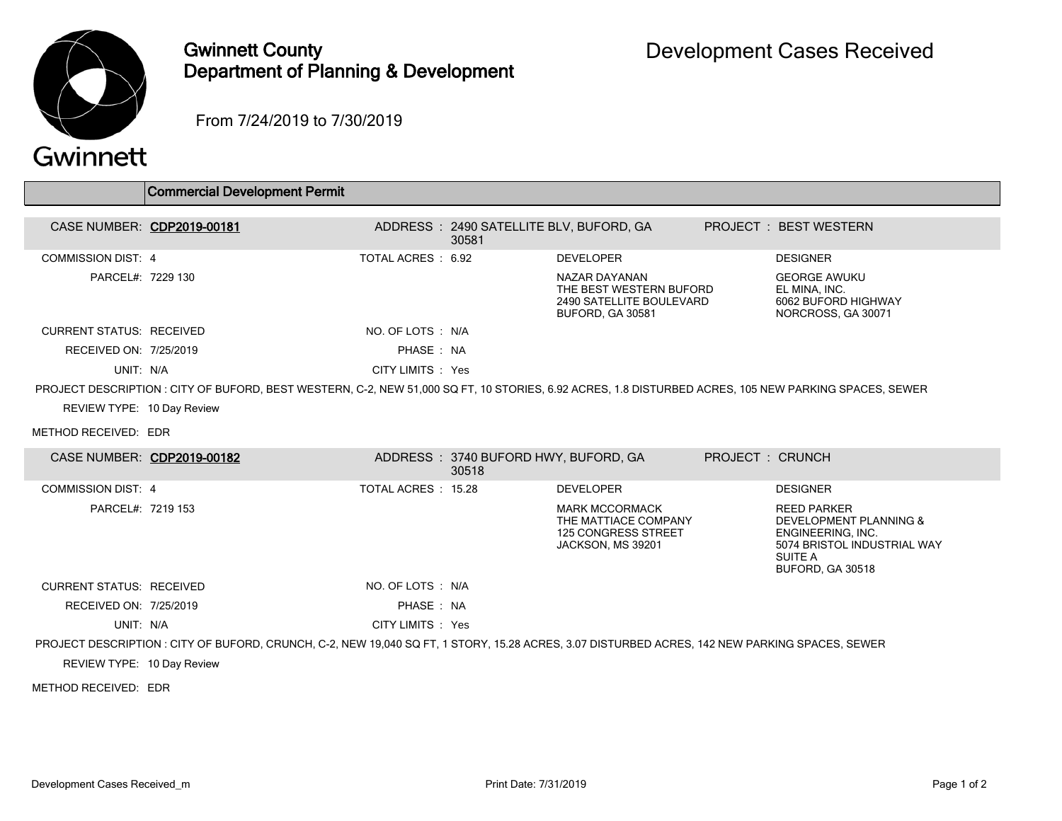# Gwinnett County Department of Planning & Development

## Development Cases Received

From 7/24/2019 to 7/30/2019

### Commercial Development Permit

**CASE NUMBER:** CDP2019-00181
**ADDRESS:** 2490 SATELLITE BLV, BUFORD, GA 30581
**PROJECT:** BEST WESTERN

| | | | | |
|---|---|---|---|---|
| COMMISSION DIST: 4 | TOTAL ACRES : 6.92 | **DEVELOPER** | **DESIGNER** |
| PARCEL#: 7229 130 | | NAZAR DAYANAN<br>THE BEST WESTERN BUFORD<br>2490 SATELLITE BOULEVARD<br>BUFORD, GA 30581 | GEORGE AWUKU<br>EL MINA, INC.<br>6062 BUFORD HIGHWAY<br>NORCROSS, GA 30071 |
| CURRENT STATUS: RECEIVED | NO. OF LOTS : N/A | | |
| RECEIVED ON: 7/25/2019 | PHASE : NA | | |
| UNIT: N/A | CITY LIMITS : Yes | | |

PROJECT DESCRIPTION : CITY OF BUFORD, BEST WESTERN, C-2, NEW 51,000 SQ FT, 10 STORIES, 6.92 ACRES, 1.8 DISTURBED ACRES, 105 NEW PARKING SPACES, SEWER

REVIEW TYPE: 10 Day Review

METHOD RECEIVED: EDR

**CASE NUMBER:** CDP2019-00182
**ADDRESS:** 3740 BUFORD HWY, BUFORD, GA 30518
**PROJECT:** CRUNCH

| | | | |
|---|---|---|---|
| COMMISSION DIST: 4 | TOTAL ACRES : 15.28 | **DEVELOPER** | **DESIGNER** |
| PARCEL#: 7219 153 | | MARK MCCORMACK<br>THE MATTIACE COMPANY<br>125 CONGRESS STREET<br>JACKSON, MS 39201 | REED PARKER<br>DEVELOPMENT PLANNING & ENGINEERING, INC.<br>5074 BRISTOL INDUSTRIAL WAY<br>SUITE A<br>BUFORD, GA 30518 |
| CURRENT STATUS: RECEIVED | NO. OF LOTS : N/A | | |
| RECEIVED ON: 7/25/2019 | PHASE : NA | | |
| UNIT: N/A | CITY LIMITS : Yes | | |

PROJECT DESCRIPTION : CITY OF BUFORD, CRUNCH, C-2, NEW 19,040 SQ FT, 1 STORY, 15.28 ACRES, 3.07 DISTURBED ACRES, 142 NEW PARKING SPACES, SEWER

REVIEW TYPE: 10 Day Review

METHOD RECEIVED: EDR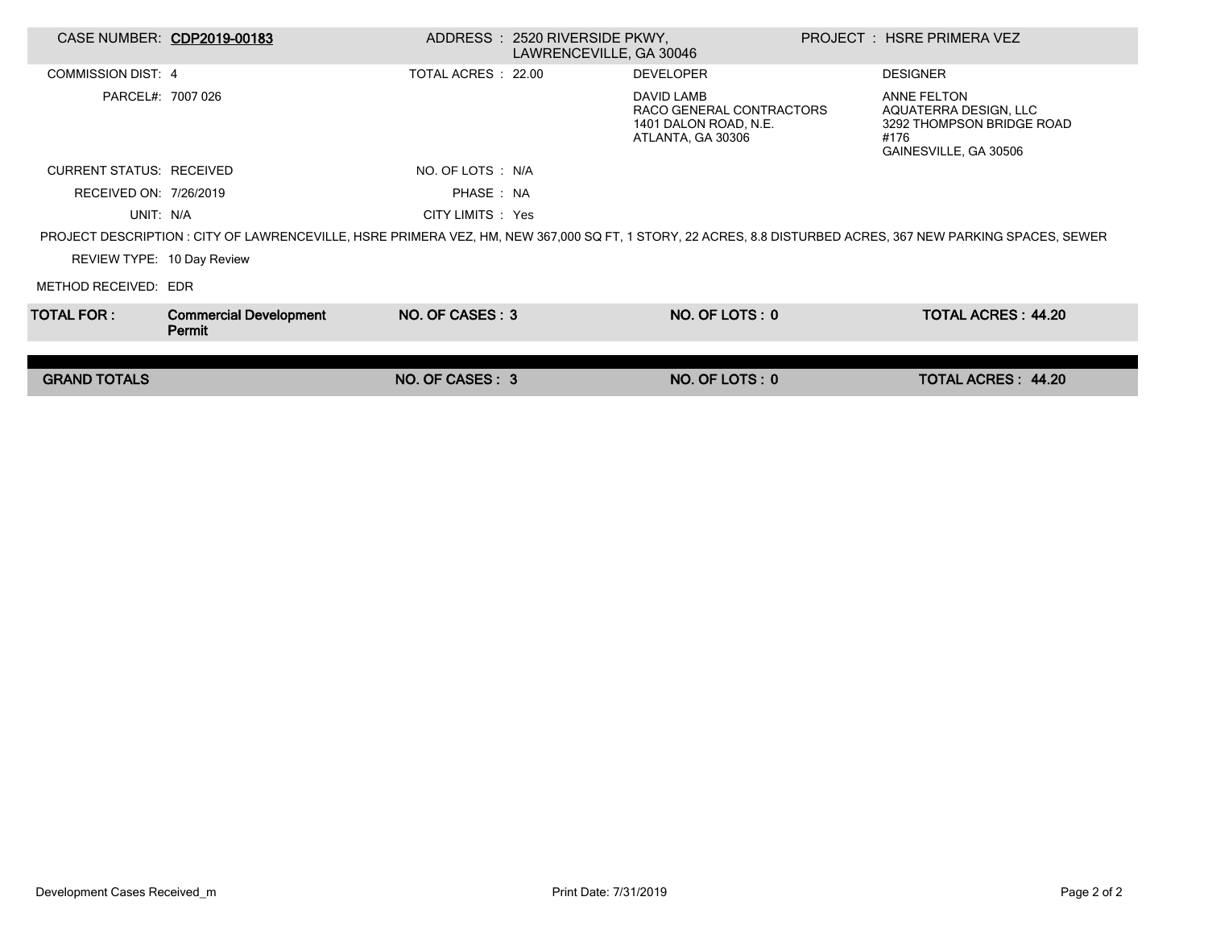| | | | | | |
|---|---|---|---|---|---|
| CASE NUMBER: | **CDP2019-00183** | ADDRESS : | 2520 RIVERSIDE PKWY, LAWRENCEVILLE, GA 30046 | PROJECT : | HSRE PRIMERA VEZ |
| COMMISSION DIST: | 4 | TOTAL ACRES : | 22.00 | DEVELOPER | DESIGNER |
| PARCEL#: | 7007 026 | | | DAVID LAMB<br>RACO GENERAL CONTRACTORS<br>1401 DALON ROAD, N.E.<br>ATLANTA, GA 30306 | ANNE FELTON<br>AQUATERRA DESIGN, LLC<br>3292 THOMPSON BRIDGE ROAD<br>#176<br>GAINESVILLE, GA 30506 |
| CURRENT STATUS: | RECEIVED | NO. OF LOTS : | N/A | | |
| RECEIVED ON: | 7/26/2019 | PHASE : | NA | | |
| UNIT: | N/A | CITY LIMITS : | Yes | | |

PROJECT DESCRIPTION : CITY OF LAWRENCEVILLE, HSRE PRIMERA VEZ, HM, NEW 367,000 SQ FT, 1 STORY, 22 ACRES, 8.8 DISTURBED ACRES, 367 NEW PARKING SPACES, SEWER

REVIEW TYPE: 10 Day Review

METHOD RECEIVED: EDR

| | | | | |
|---|---|---|---|---|
| **TOTAL FOR :** | **Commercial Development Permit** | **NO. OF CASES : 3** | **NO. OF LOTS : 0** | **TOTAL ACRES : 44.20** |
| **GRAND TOTALS** | | **NO. OF CASES : 3** | **NO. OF LOTS : 0** | **TOTAL ACRES : 44.20** |

Development Cases Received_m

Print Date: 7/31/2019